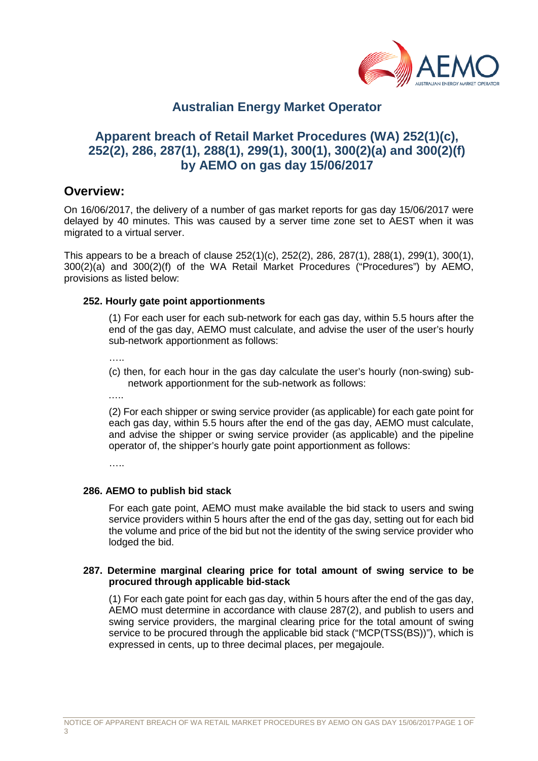# Australian Energy Market Operator

## Apparent breach of Retail Market Procedures (WA) 252(1)(c), 252(2), 286, 287(1), 288(1), 299(1), 300(1), 300(2)(a) and 300(2)(f) by AEMO on gas day 15/06/2017

## Overview:

On 16/06/2017, the delivery of a number of gas market reports for gas day 15/06/2017 were delayed by 40 minutes. This was caused by a server time zone set to AEST when it was migrated to a virtual server.

This appears to be a breach of clause 252(1)(c), 252(2), 286, 287(1), 288(1), 299(1), 300(1), 300(2)(a) and 300(2)(f) of the WA Retail Market Procedures ("Procedures") by AEMO, provisions as listed below:

### 252. Hourly gate point apportionments

(1) For each user for each sub-network for each gas day, within 5.5 hours after the end of the gas day, AEMO must calculate, and advise the user of the user's hourly sub-network apportionment as follows:

…..

(c) then, for each hour in the gas day calculate the user's hourly (non-swing) sub-network apportionment for the sub-network as follows:

…..

(2) For each shipper or swing service provider (as applicable) for each gate point for each gas day, within 5.5 hours after the end of the gas day, AEMO must calculate, and advise the shipper or swing service provider (as applicable) and the pipeline operator of, the shipper's hourly gate point apportionment as follows:

…..

### 286. AEMO to publish bid stack

For each gate point, AEMO must make available the bid stack to users and swing service providers within 5 hours after the end of the gas day, setting out for each bid the volume and price of the bid but not the identity of the swing service provider who lodged the bid.

### 287. Determine marginal clearing price for total amount of swing service to be procured through applicable bid-stack

(1) For each gate point for each gas day, within 5 hours after the end of the gas day, AEMO must determine in accordance with clause 287(2), and publish to users and swing service providers, the marginal clearing price for the total amount of swing service to be procured through the applicable bid stack ("MCP(TSS(BS))"), which is expressed in cents, up to three decimal places, per megajoule.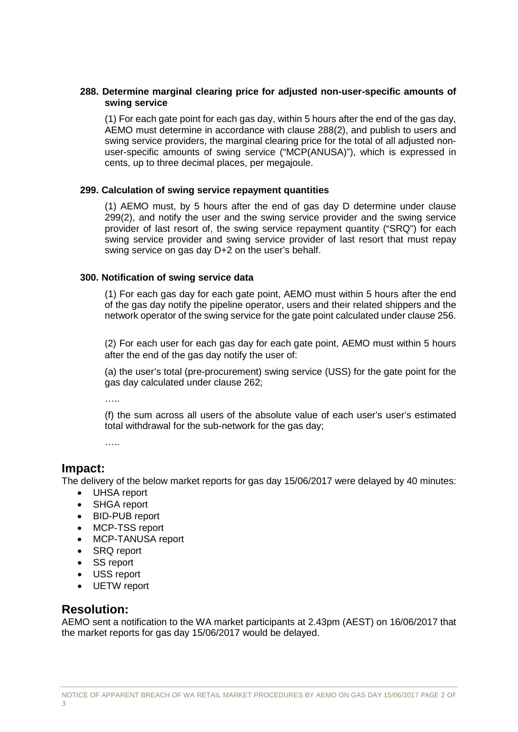**288. Determine marginal clearing price for adjusted non-user-specific amounts of swing service**

(1) For each gate point for each gas day, within 5 hours after the end of the gas day, AEMO must determine in accordance with clause 288(2), and publish to users and swing service providers, the marginal clearing price for the total of all adjusted non-user-specific amounts of swing service ("MCP(ANUSA)"), which is expressed in cents, up to three decimal places, per megajoule.

**299. Calculation of swing service repayment quantities**

(1) AEMO must, by 5 hours after the end of gas day D determine under clause 299(2), and notify the user and the swing service provider and the swing service provider of last resort of, the swing service repayment quantity ("SRQ") for each swing service provider and swing service provider of last resort that must repay swing service on gas day D+2 on the user's behalf.

**300. Notification of swing service data**

(1) For each gas day for each gate point, AEMO must within 5 hours after the end of the gas day notify the pipeline operator, users and their related shippers and the network operator of the swing service for the gate point calculated under clause 256.

(2) For each user for each gas day for each gate point, AEMO must within 5 hours after the end of the gas day notify the user of:

(a) the user's total (pre-procurement) swing service (USS) for the gate point for the gas day calculated under clause 262;

…..

(f) the sum across all users of the absolute value of each user's user's estimated total withdrawal for the sub-network for the gas day;

…..

## Impact:

The delivery of the below market reports for gas day 15/06/2017 were delayed by 40 minutes:

- UHSA report
- SHGA report
- BID-PUB report
- MCP-TSS report
- MCP-TANUSA report
- SRQ report
- SS report
- USS report
- UETW report

## Resolution:

AEMO sent a notification to the WA market participants at 2.43pm (AEST) on 16/06/2017 that the market reports for gas day 15/06/2017 would be delayed.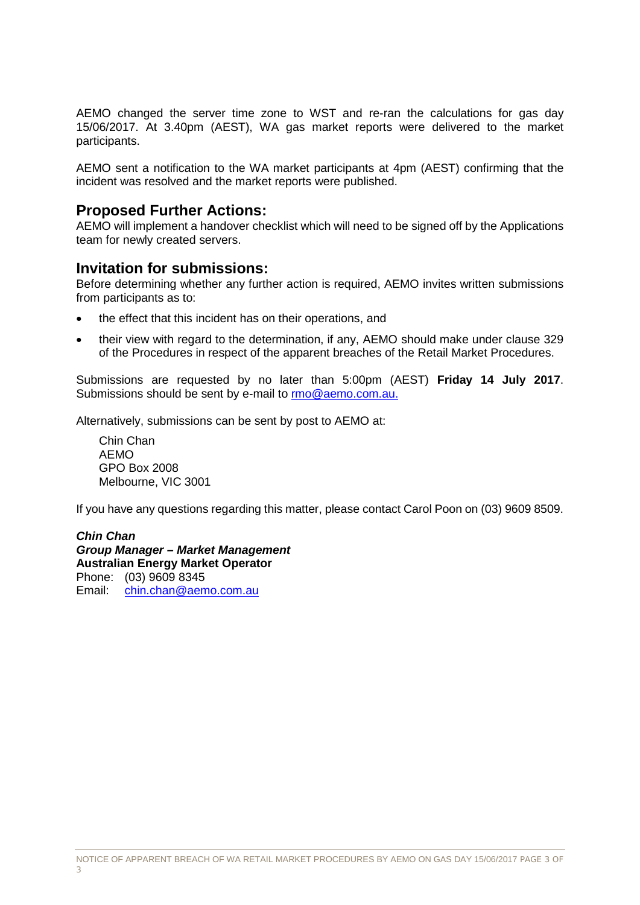AEMO changed the server time zone to WST and re-ran the calculations for gas day 15/06/2017. At 3.40pm (AEST), WA gas market reports were delivered to the market participants.

AEMO sent a notification to the WA market participants at 4pm (AEST) confirming that the incident was resolved and the market reports were published.

## Proposed Further Actions:

AEMO will implement a handover checklist which will need to be signed off by the Applications team for newly created servers.

## Invitation for submissions:

Before determining whether any further action is required, AEMO invites written submissions from participants as to:

- the effect that this incident has on their operations, and
- their view with regard to the determination, if any, AEMO should make under clause 329 of the Procedures in respect of the apparent breaches of the Retail Market Procedures.

Submissions are requested by no later than 5:00pm (AEST) **Friday 14 July 2017**. Submissions should be sent by e-mail to rmo@aemo.com.au.

Alternatively, submissions can be sent by post to AEMO at:

Chin Chan
AEMO
GPO Box 2008
Melbourne, VIC 3001

If you have any questions regarding this matter, please contact Carol Poon on (03) 9609 8509.

***Chin Chan***
***Group Manager – Market Management***
**Australian Energy Market Operator**
Phone: (03) 9609 8345
Email: chin.chan@aemo.com.au